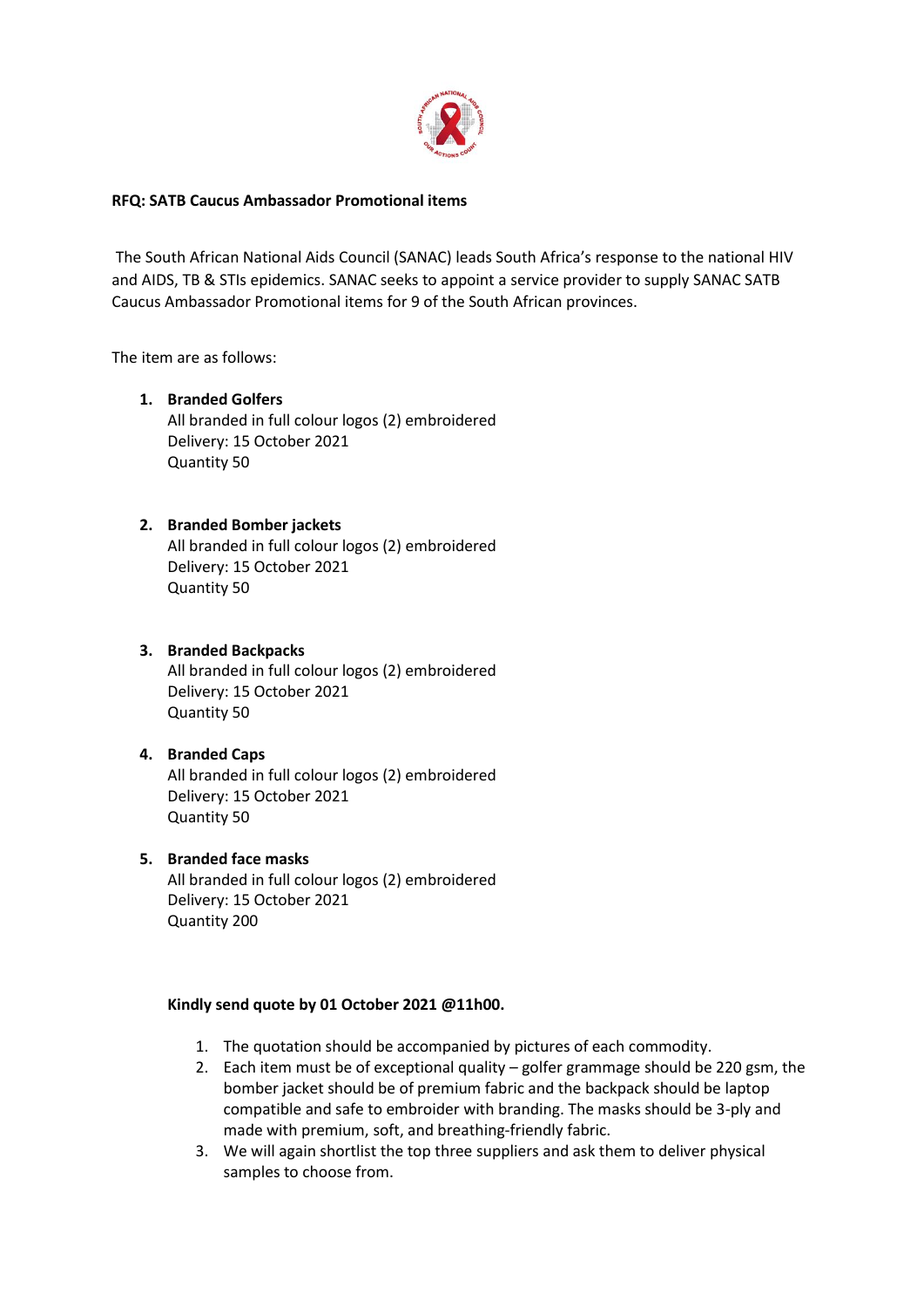**RFQ: SATB Caucus Ambassador Promotional items**

The South African National Aids Council (SANAC) leads South Africa's response to the national HIV and AIDS, TB & STIs epidemics. SANAC seeks to appoint a service provider to supply SANAC SATB Caucus Ambassador Promotional items for 9 of the South African provinces.

The item are as follows:

1. **Branded Golfers**
   All branded in full colour logos (2) embroidered
   Delivery: 15 October 2021
   Quantity 50

2. **Branded Bomber jackets**
   All branded in full colour logos (2) embroidered
   Delivery: 15 October 2021
   Quantity 50

3. **Branded Backpacks**
   All branded in full colour logos (2) embroidered
   Delivery: 15 October 2021
   Quantity 50

4. **Branded Caps**
   All branded in full colour logos (2) embroidered
   Delivery: 15 October 2021
   Quantity 50

5. **Branded face masks**
   All branded in full colour logos (2) embroidered
   Delivery: 15 October 2021
   Quantity 200

**Kindly send quote by 01 October 2021 @11h00.**

1. The quotation should be accompanied by pictures of each commodity.
2. Each item must be of exceptional quality – golfer grammage should be 220 gsm, the bomber jacket should be of premium fabric and the backpack should be laptop compatible and safe to embroider with branding. The masks should be 3-ply and made with premium, soft, and breathing-friendly fabric.
3. We will again shortlist the top three suppliers and ask them to deliver physical samples to choose from.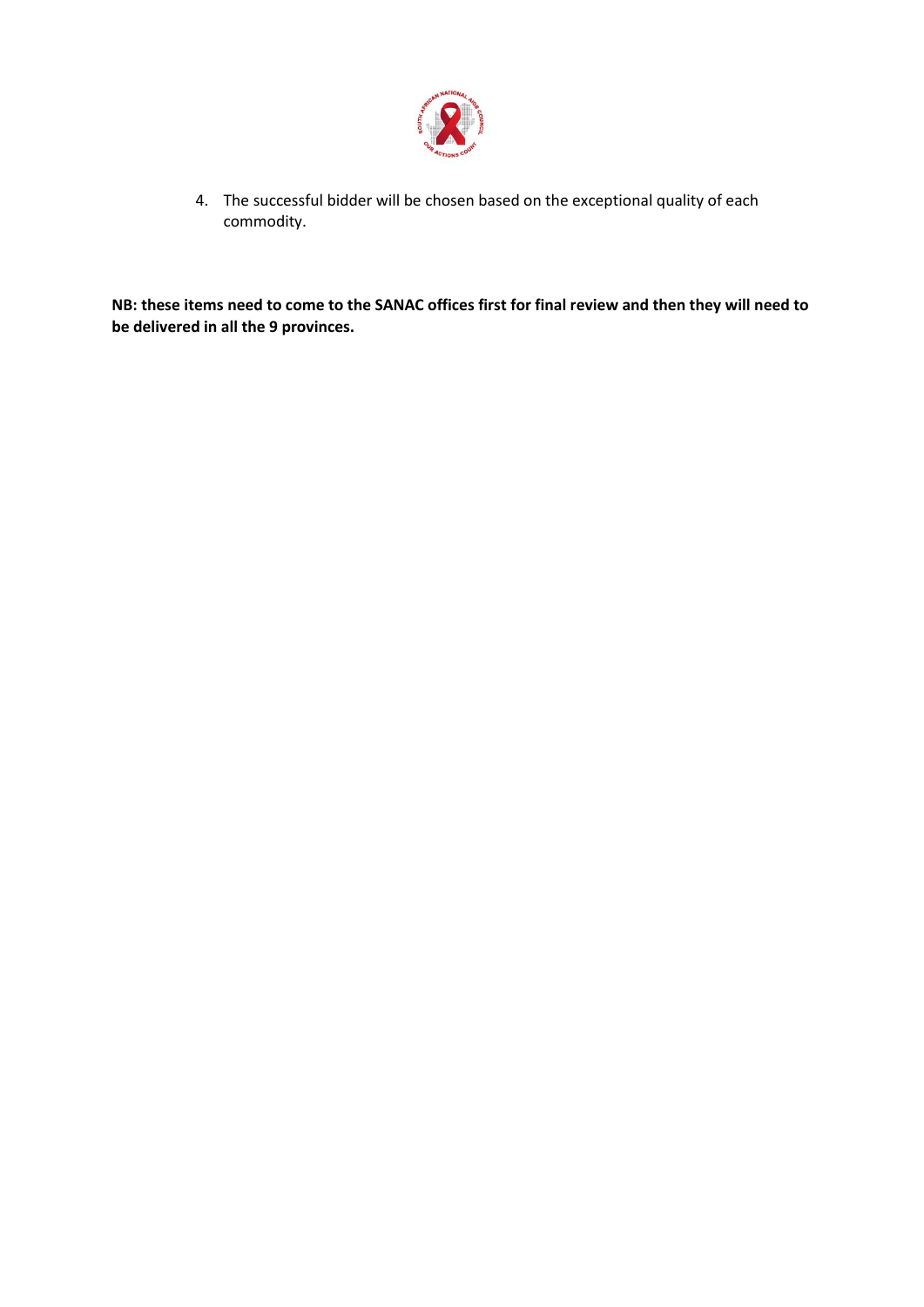4. The successful bidder will be chosen based on the exceptional quality of each commodity.

**NB: these items need to come to the SANAC offices first for final review and then they will need to be delivered in all the 9 provinces.**